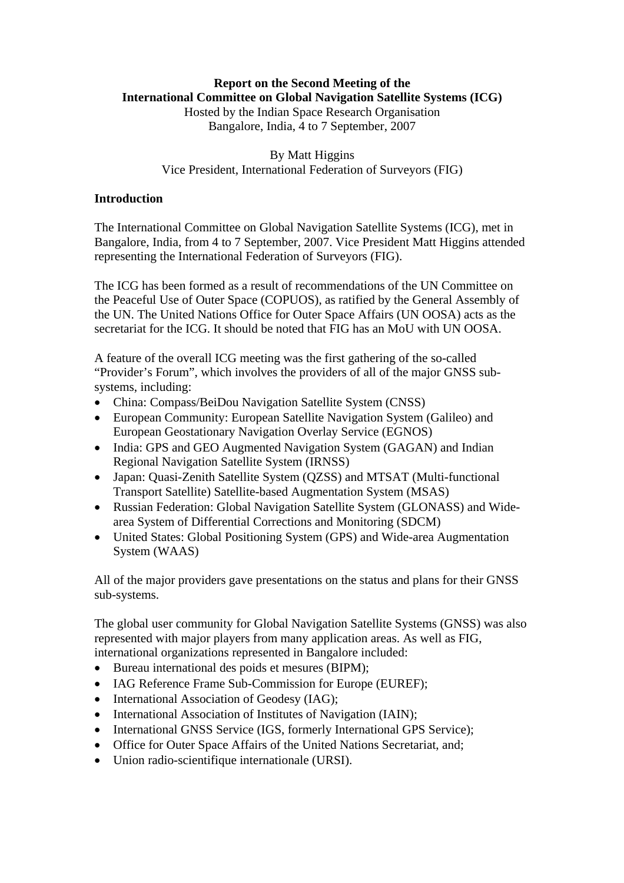**Report on the Second Meeting of the**
**International Committee on Global Navigation Satellite Systems (ICG)**
Hosted by the Indian Space Research Organisation
Bangalore, India, 4 to 7 September, 2007

By Matt Higgins
Vice President, International Federation of Surveyors (FIG)

## Introduction

The International Committee on Global Navigation Satellite Systems (ICG), met in Bangalore, India, from 4 to 7 September, 2007. Vice President Matt Higgins attended representing the International Federation of Surveyors (FIG).

The ICG has been formed as a result of recommendations of the UN Committee on the Peaceful Use of Outer Space (COPUOS), as ratified by the General Assembly of the UN. The United Nations Office for Outer Space Affairs (UN OOSA) acts as the secretariat for the ICG. It should be noted that FIG has an MoU with UN OOSA.

A feature of the overall ICG meeting was the first gathering of the so-called "Provider's Forum", which involves the providers of all of the major GNSS sub-systems, including:

- China: Compass/BeiDou Navigation Satellite System (CNSS)
- European Community: European Satellite Navigation System (Galileo) and European Geostationary Navigation Overlay Service (EGNOS)
- India: GPS and GEO Augmented Navigation System (GAGAN) and Indian Regional Navigation Satellite System (IRNSS)
- Japan: Quasi-Zenith Satellite System (QZSS) and MTSAT (Multi-functional Transport Satellite) Satellite-based Augmentation System (MSAS)
- Russian Federation: Global Navigation Satellite System (GLONASS) and Wide-area System of Differential Corrections and Monitoring (SDCM)
- United States: Global Positioning System (GPS) and Wide-area Augmentation System (WAAS)

All of the major providers gave presentations on the status and plans for their GNSS sub-systems.

The global user community for Global Navigation Satellite Systems (GNSS) was also represented with major players from many application areas. As well as FIG, international organizations represented in Bangalore included:

- Bureau international des poids et mesures (BIPM);
- IAG Reference Frame Sub-Commission for Europe (EUREF);
- International Association of Geodesy (IAG);
- International Association of Institutes of Navigation (IAIN);
- International GNSS Service (IGS, formerly International GPS Service);
- Office for Outer Space Affairs of the United Nations Secretariat, and;
- Union radio-scientifique internationale (URSI).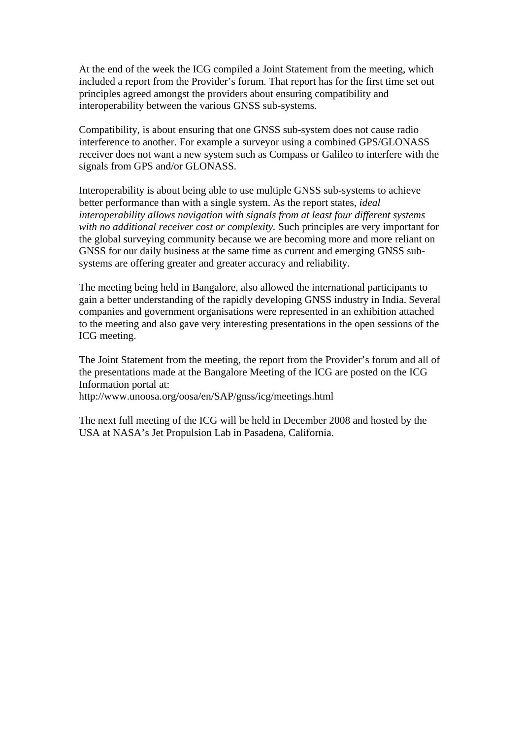At the end of the week the ICG compiled a Joint Statement from the meeting, which included a report from the Provider's forum. That report has for the first time set out principles agreed amongst the providers about ensuring compatibility and interoperability between the various GNSS sub-systems.

Compatibility, is about ensuring that one GNSS sub-system does not cause radio interference to another. For example a surveyor using a combined GPS/GLONASS receiver does not want a new system such as Compass or Galileo to interfere with the signals from GPS and/or GLONASS.

Interoperability is about being able to use multiple GNSS sub-systems to achieve better performance than with a single system. As the report states, *ideal interoperability allows navigation with signals from at least four different systems with no additional receiver cost or complexity.* Such principles are very important for the global surveying community because we are becoming more and more reliant on GNSS for our daily business at the same time as current and emerging GNSS sub-systems are offering greater and greater accuracy and reliability.

The meeting being held in Bangalore, also allowed the international participants to gain a better understanding of the rapidly developing GNSS industry in India. Several companies and government organisations were represented in an exhibition attached to the meeting and also gave very interesting presentations in the open sessions of the ICG meeting.

The Joint Statement from the meeting, the report from the Provider's forum and all of the presentations made at the Bangalore Meeting of the ICG are posted on the ICG Information portal at:
http://www.unoosa.org/oosa/en/SAP/gnss/icg/meetings.html

The next full meeting of the ICG will be held in December 2008 and hosted by the USA at NASA's Jet Propulsion Lab in Pasadena, California.